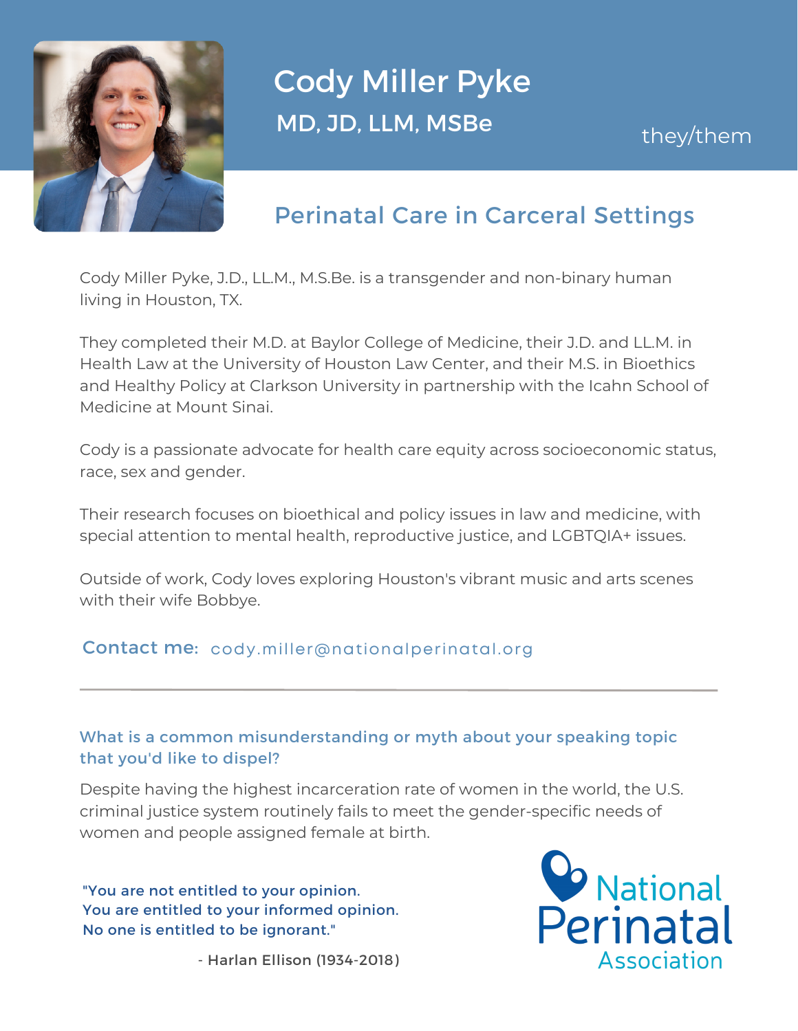# Cody Miller Pyke

## MD, JD, LLM, MSBe

they/them

## Perinatal Care in Carceral Settings

Cody Miller Pyke, J.D., LL.M., M.S.Be. is a transgender and non-binary human living in Houston, TX.

They completed their M.D. at Baylor College of Medicine, their J.D. and LL.M. in Health Law at the University of Houston Law Center, and their M.S. in Bioethics and Healthy Policy at Clarkson University in partnership with the Icahn School of Medicine at Mount Sinai.

Cody is a passionate advocate for health care equity across socioeconomic status, race, sex and gender.

Their research focuses on bioethical and policy issues in law and medicine, with special attention to mental health, reproductive justice, and LGBTQIA+ issues.

Outside of work, Cody loves exploring Houston's vibrant music and arts scenes with their wife Bobbye.

**Contact me:** cody.miller@nationalperinatal.org

---

### What is a common misunderstanding or myth about your speaking topic that you'd like to dispel?

Despite having the highest incarceration rate of women in the world, the U.S. criminal justice system routinely fails to meet the gender-specific needs of women and people assigned female at birth.

"You are not entitled to your opinion.
You are entitled to your informed opinion.
No one is entitled to be ignorant."

- Harlan Ellison (1934-2018)

National Perinatal Association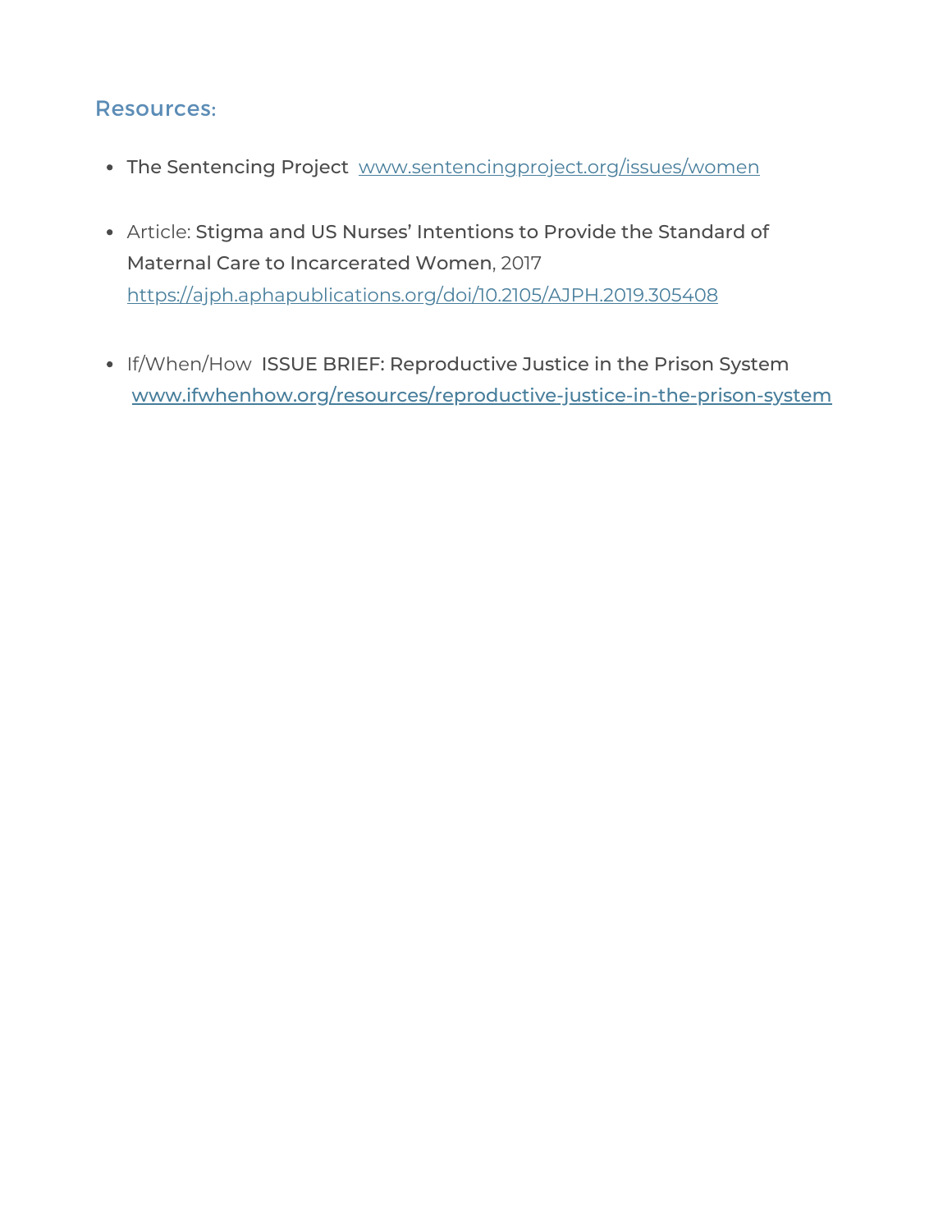## Resources:

- The Sentencing Project [www.sentencingproject.org/issues/women](www.sentencingproject.org/issues/women)

- Article: Stigma and US Nurses' Intentions to Provide the Standard of Maternal Care to Incarcerated Women, 2017 [https://ajph.aphapublications.org/doi/10.2105/AJPH.2019.305408](https://ajph.aphapublications.org/doi/10.2105/AJPH.2019.305408)

- If/When/How ISSUE BRIEF: Reproductive Justice in the Prison System [www.ifwhenhow.org/resources/reproductive-justice-in-the-prison-system](www.ifwhenhow.org/resources/reproductive-justice-in-the-prison-system)